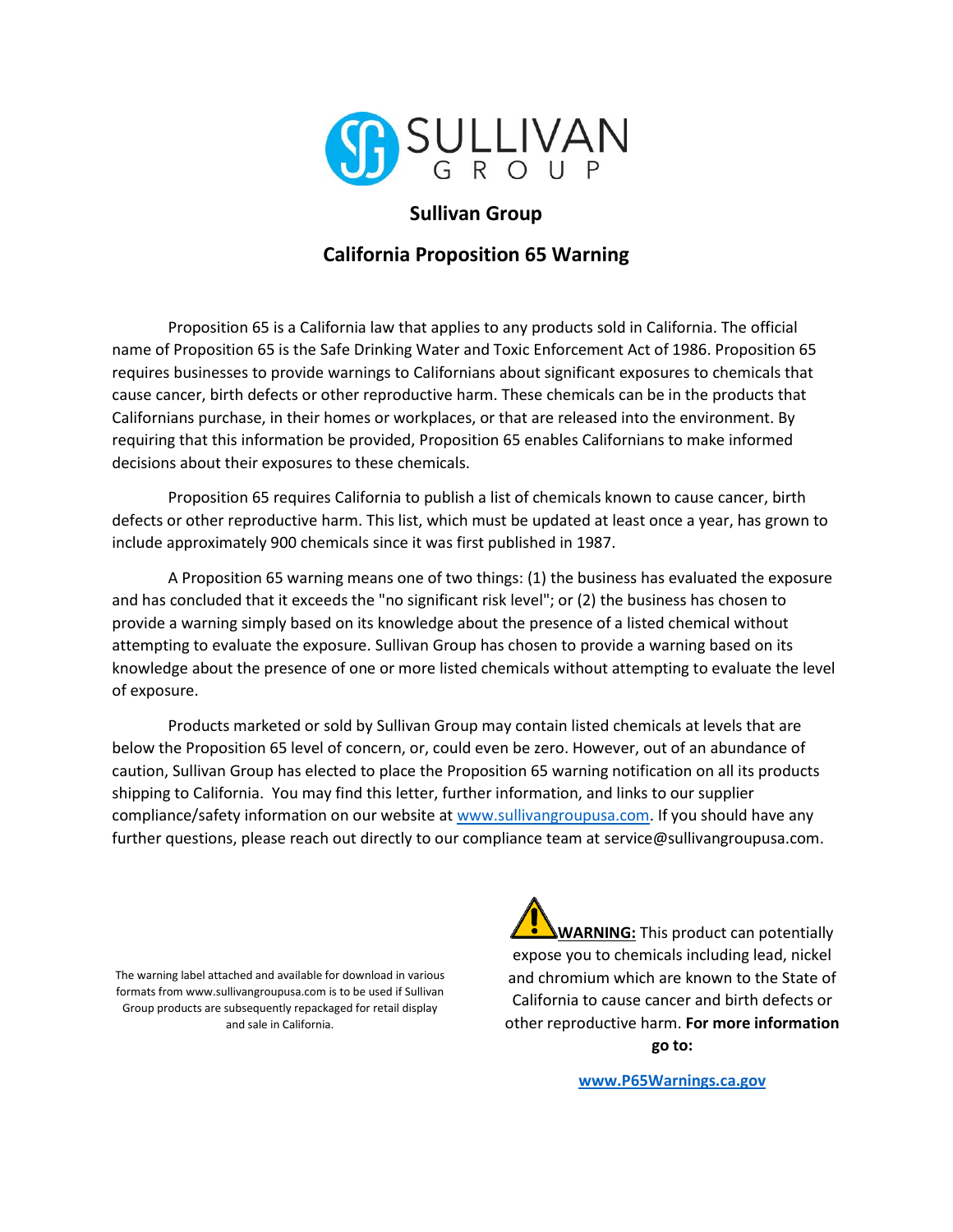SULLIVAN GROUP

## Sullivan Group

## California Proposition 65 Warning

Proposition 65 is a California law that applies to any products sold in California. The official name of Proposition 65 is the Safe Drinking Water and Toxic Enforcement Act of 1986. Proposition 65 requires businesses to provide warnings to Californians about significant exposures to chemicals that cause cancer, birth defects or other reproductive harm. These chemicals can be in the products that Californians purchase, in their homes or workplaces, or that are released into the environment. By requiring that this information be provided, Proposition 65 enables Californians to make informed decisions about their exposures to these chemicals.

Proposition 65 requires California to publish a list of chemicals known to cause cancer, birth defects or other reproductive harm. This list, which must be updated at least once a year, has grown to include approximately 900 chemicals since it was first published in 1987.

A Proposition 65 warning means one of two things: (1) the business has evaluated the exposure and has concluded that it exceeds the "no significant risk level"; or (2) the business has chosen to provide a warning simply based on its knowledge about the presence of a listed chemical without attempting to evaluate the exposure. Sullivan Group has chosen to provide a warning based on its knowledge about the presence of one or more listed chemicals without attempting to evaluate the level of exposure.

Products marketed or sold by Sullivan Group may contain listed chemicals at levels that are below the Proposition 65 level of concern, or, could even be zero. However, out of an abundance of caution, Sullivan Group has elected to place the Proposition 65 warning notification on all its products shipping to California. You may find this letter, further information, and links to our supplier compliance/safety information on our website at [www.sullivangroupusa.com](www.sullivangroupusa.com). If you should have any further questions, please reach out directly to our compliance team at service@sullivangroupusa.com.

The warning label attached and available for download in various formats from www.sullivangroupusa.com is to be used if Sullivan Group products are subsequently repackaged for retail display and sale in California.

⚠ **WARNING:** This product can potentially expose you to chemicals including lead, nickel and chromium which are known to the State of California to cause cancer and birth defects or other reproductive harm. **For more information go to:**

**[www.P65Warnings.ca.gov](www.P65Warnings.ca.gov)**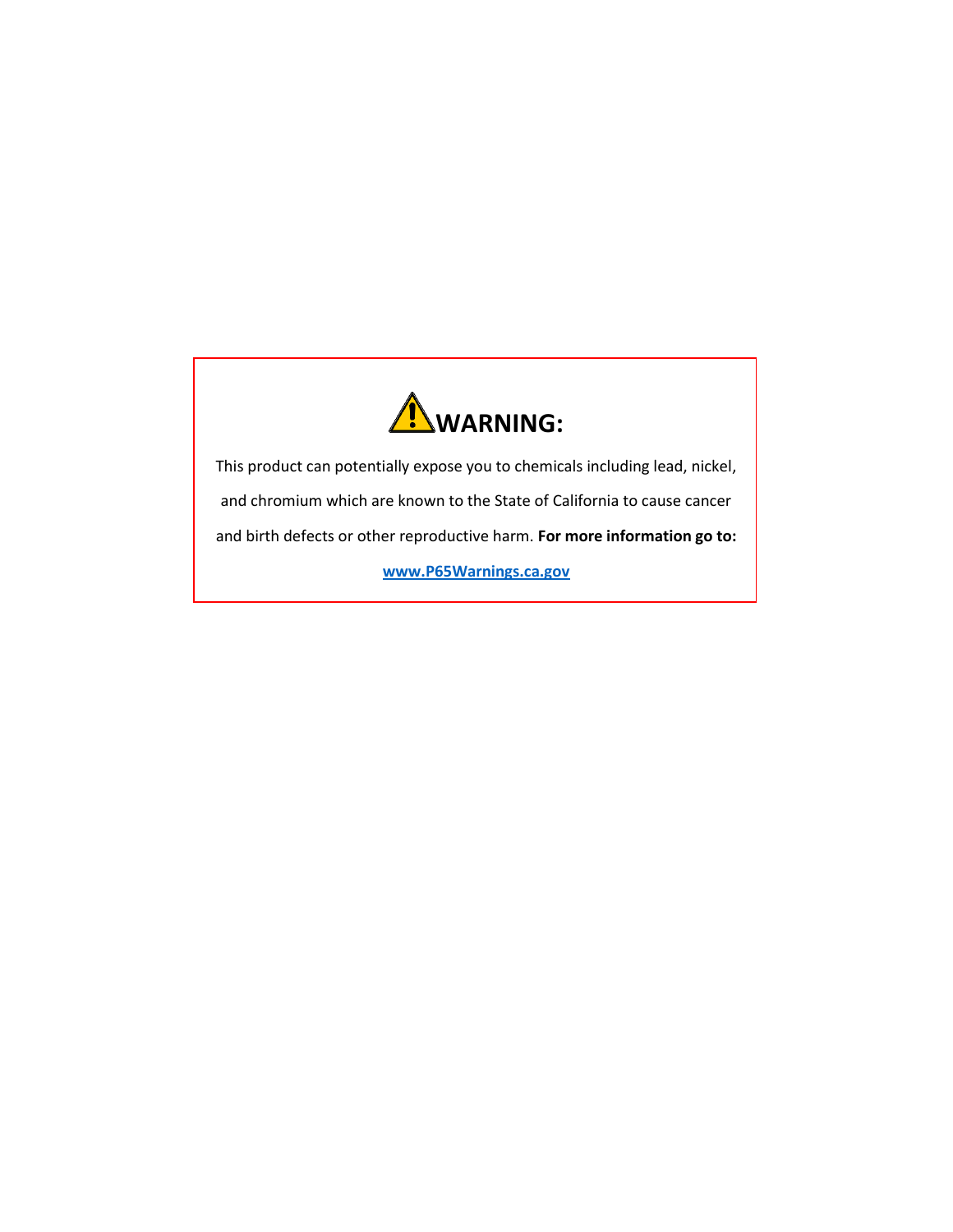# ⚠WARNING:

This product can potentially expose you to chemicals including lead, nickel, and chromium which are known to the State of California to cause cancer and birth defects or other reproductive harm. **For more information go to:**

**www.P65Warnings.ca.gov**